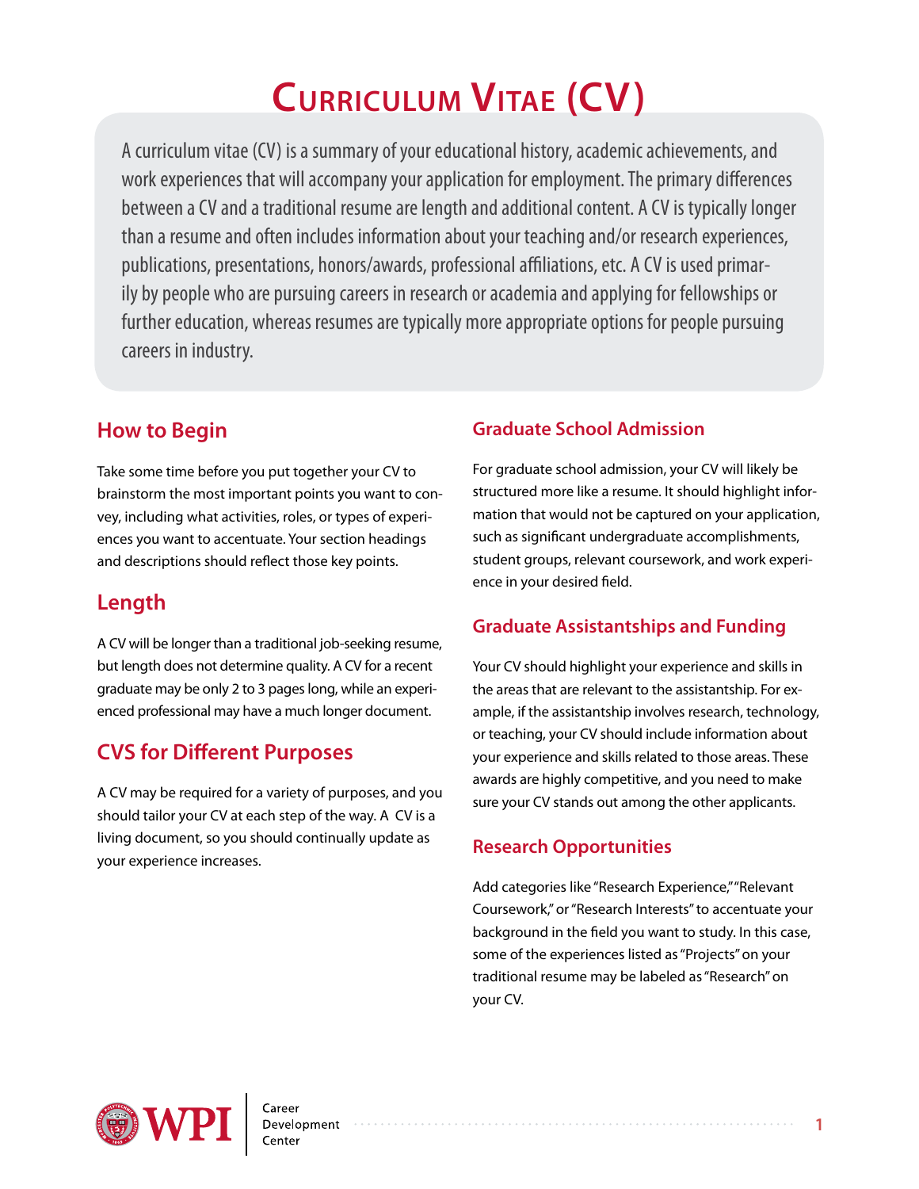# Curriculum Vitae (CV)

A curriculum vitae (CV) is a summary of your educational history, academic achievements, and work experiences that will accompany your application for employment. The primary differences between a CV and a traditional resume are length and additional content. A CV is typically longer than a resume and often includes information about your teaching and/or research experiences, publications, presentations, honors/awards, professional affiliations, etc. A CV is used primarily by people who are pursuing careers in research or academia and applying for fellowships or further education, whereas resumes are typically more appropriate options for people pursuing careers in industry.

## How to Begin

Take some time before you put together your CV to brainstorm the most important points you want to convey, including what activities, roles, or types of experiences you want to accentuate. Your section headings and descriptions should reflect those key points.

## Length

A CV will be longer than a traditional job-seeking resume, but length does not determine quality. A CV for a recent graduate may be only 2 to 3 pages long, while an experienced professional may have a much longer document.

## CVS for Different Purposes

A CV may be required for a variety of purposes, and you should tailor your CV at each step of the way. A CV is a living document, so you should continually update as your experience increases.

### Graduate School Admission

For graduate school admission, your CV will likely be structured more like a resume. It should highlight information that would not be captured on your application, such as significant undergraduate accomplishments, student groups, relevant coursework, and work experience in your desired field.

### Graduate Assistantships and Funding

Your CV should highlight your experience and skills in the areas that are relevant to the assistantship. For example, if the assistantship involves research, technology, or teaching, your CV should include information about your experience and skills related to those areas. These awards are highly competitive, and you need to make sure your CV stands out among the other applicants.

### Research Opportunities

Add categories like "Research Experience," "Relevant Coursework," or "Research Interests" to accentuate your background in the field you want to study. In this case, some of the experiences listed as "Projects" on your traditional resume may be labeled as "Research" on your CV.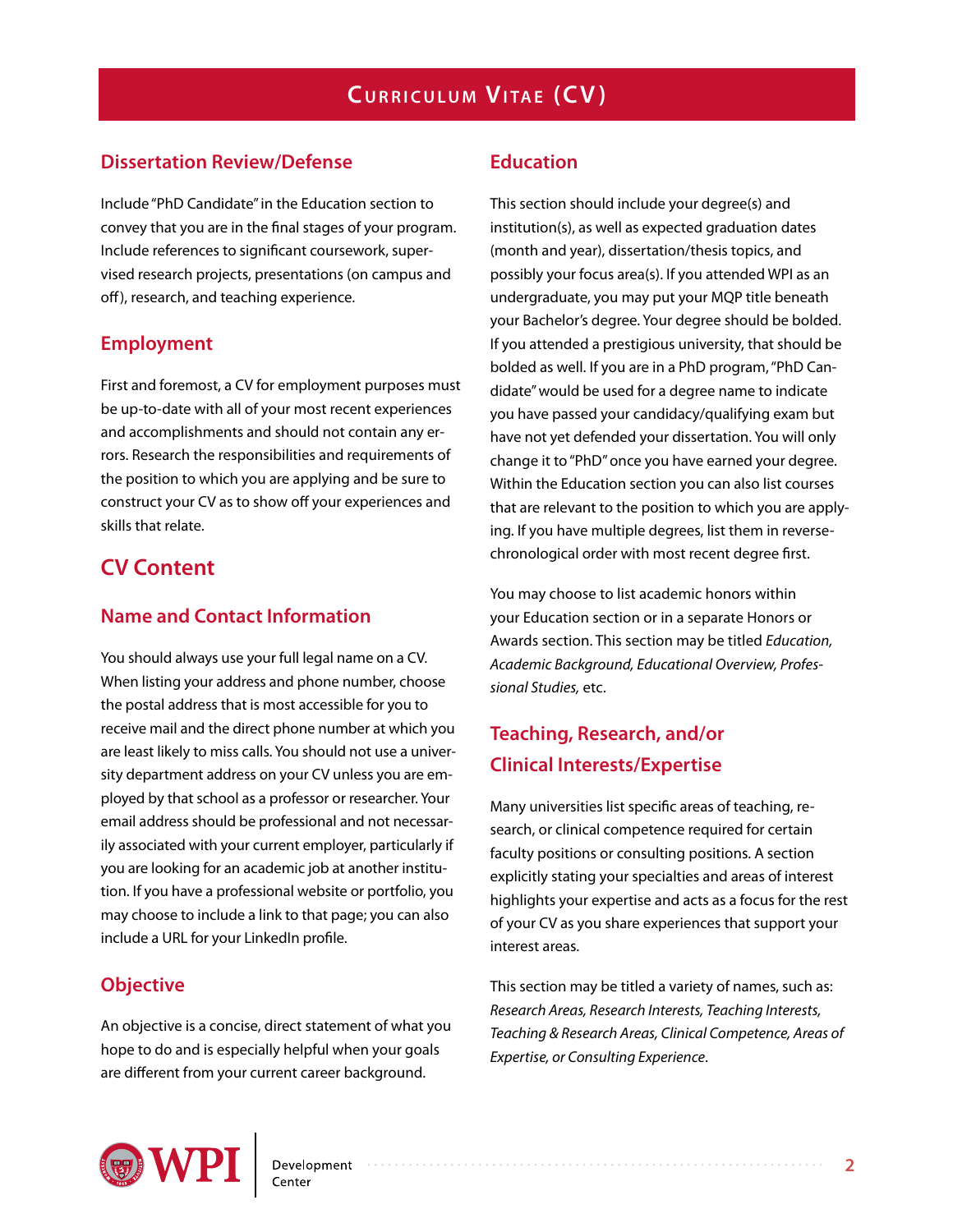## Dissertation Review/Defense

Include "PhD Candidate" in the Education section to convey that you are in the final stages of your program. Include references to significant coursework, supervised research projects, presentations (on campus and off), research, and teaching experience.

## Employment

First and foremost, a CV for employment purposes must be up-to-date with all of your most recent experiences and accomplishments and should not contain any errors. Research the responsibilities and requirements of the position to which you are applying and be sure to construct your CV as to show off your experiences and skills that relate.

# CV Content

## Name and Contact Information

You should always use your full legal name on a CV. When listing your address and phone number, choose the postal address that is most accessible for you to receive mail and the direct phone number at which you are least likely to miss calls. You should not use a university department address on your CV unless you are employed by that school as a professor or researcher. Your email address should be professional and not necessarily associated with your current employer, particularly if you are looking for an academic job at another institution. If you have a professional website or portfolio, you may choose to include a link to that page; you can also include a URL for your LinkedIn profile.

## Objective

An objective is a concise, direct statement of what you hope to do and is especially helpful when your goals are different from your current career background.

## Education

This section should include your degree(s) and institution(s), as well as expected graduation dates (month and year), dissertation/thesis topics, and possibly your focus area(s). If you attended WPI as an undergraduate, you may put your MQP title beneath your Bachelor's degree. Your degree should be bolded. If you attended a prestigious university, that should be bolded as well. If you are in a PhD program, "PhD Candidate" would be used for a degree name to indicate you have passed your candidacy/qualifying exam but have not yet defended your dissertation. You will only change it to "PhD" once you have earned your degree. Within the Education section you can also list courses that are relevant to the position to which you are applying. If you have multiple degrees, list them in reverse-chronological order with most recent degree first.

You may choose to list academic honors within your Education section or in a separate Honors or Awards section. This section may be titled *Education, Academic Background, Educational Overview, Professional Studies,* etc.

## Teaching, Research, and/or Clinical Interests/Expertise

Many universities list specific areas of teaching, research, or clinical competence required for certain faculty positions or consulting positions. A section explicitly stating your specialties and areas of interest highlights your expertise and acts as a focus for the rest of your CV as you share experiences that support your interest areas.

This section may be titled a variety of names, such as: *Research Areas, Research Interests, Teaching Interests, Teaching & Research Areas, Clinical Competence, Areas of Expertise, or Consulting Experience*.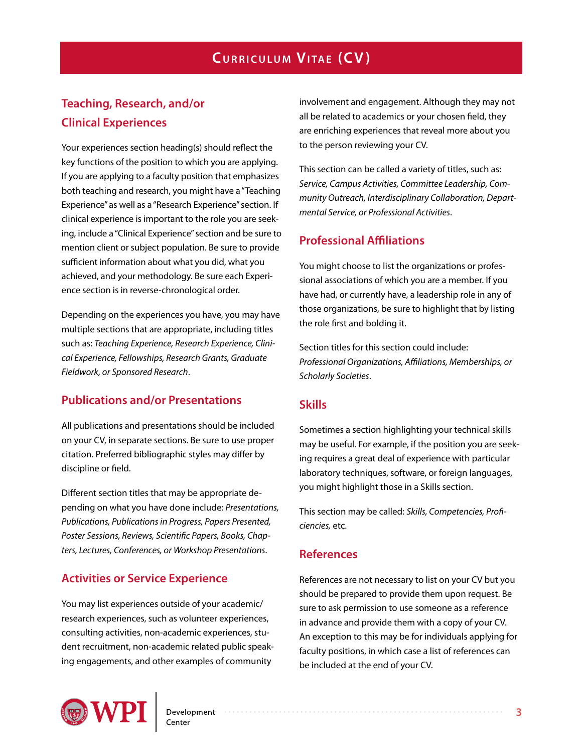# Curriculum Vitae (CV)

## Teaching, Research, and/or Clinical Experiences

Your experiences section heading(s) should reflect the key functions of the position to which you are applying. If you are applying to a faculty position that emphasizes both teaching and research, you might have a "Teaching Experience" as well as a "Research Experience" section. If clinical experience is important to the role you are seeking, include a "Clinical Experience" section and be sure to mention client or subject population. Be sure to provide sufficient information about what you did, what you achieved, and your methodology. Be sure each Experience section is in reverse-chronological order.

Depending on the experiences you have, you may have multiple sections that are appropriate, including titles such as: *Teaching Experience, Research Experience, Clinical Experience, Fellowships, Research Grants, Graduate Fieldwork, or Sponsored Research*.

## Publications and/or Presentations

All publications and presentations should be included on your CV, in separate sections. Be sure to use proper citation. Preferred bibliographic styles may differ by discipline or field.

Different section titles that may be appropriate depending on what you have done include: *Presentations, Publications, Publications in Progress, Papers Presented, Poster Sessions, Reviews, Scientific Papers, Books, Chapters, Lectures, Conferences, or Workshop Presentations*.

## Activities or Service Experience

You may list experiences outside of your academic/research experiences, such as volunteer experiences, consulting activities, non-academic experiences, student recruitment, non-academic related public speaking engagements, and other examples of community involvement and engagement. Although they may not all be related to academics or your chosen field, they are enriching experiences that reveal more about you to the person reviewing your CV.

This section can be called a variety of titles, such as: *Service, Campus Activities, Committee Leadership, Community Outreach, Interdisciplinary Collaboration, Departmental Service, or Professional Activities*.

## Professional Affiliations

You might choose to list the organizations or professional associations of which you are a member. If you have had, or currently have, a leadership role in any of those organizations, be sure to highlight that by listing the role first and bolding it.

Section titles for this section could include: *Professional Organizations, Affiliations, Memberships, or Scholarly Societies*.

## Skills

Sometimes a section highlighting your technical skills may be useful. For example, if the position you are seeking requires a great deal of experience with particular laboratory techniques, software, or foreign languages, you might highlight those in a Skills section.

This section may be called: *Skills, Competencies, Proficiencies,* etc.

## References

References are not necessary to list on your CV but you should be prepared to provide them upon request. Be sure to ask permission to use someone as a reference in advance and provide them with a copy of your CV. An exception to this may be for individuals applying for faculty positions, in which case a list of references can be included at the end of your CV.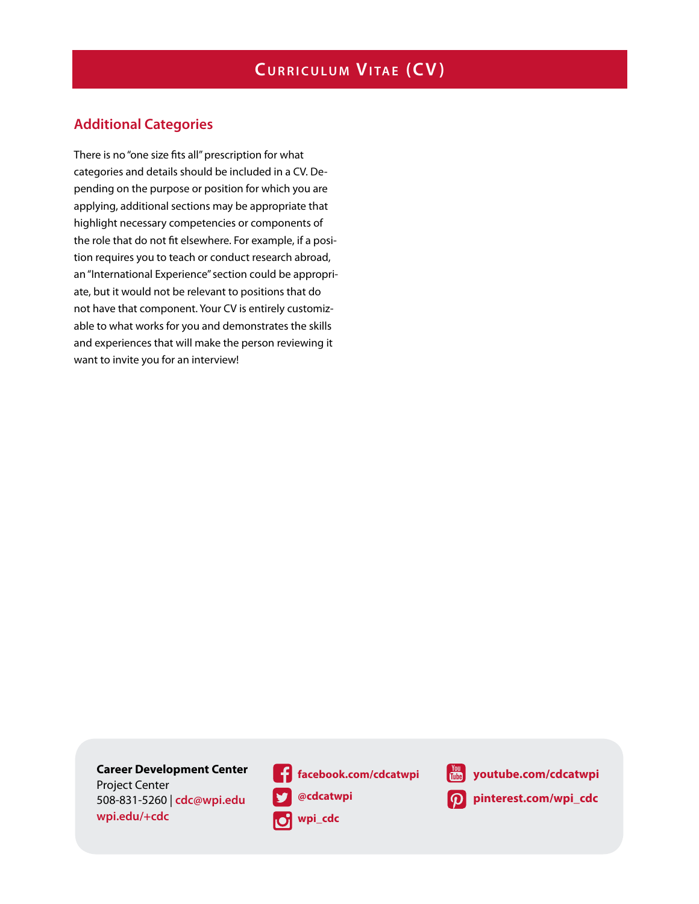# Curriculum Vitae (CV)

## Additional Categories

There is no "one size fits all" prescription for what categories and details should be included in a CV. Depending on the purpose or position for which you are applying, additional sections may be appropriate that highlight necessary competencies or components of the role that do not fit elsewhere. For example, if a position requires you to teach or conduct research abroad, an "International Experience" section could be appropriate, but it would not be relevant to positions that do not have that component. Your CV is entirely customizable to what works for you and demonstrates the skills and experiences that will make the person reviewing it want to invite you for an interview!

**Career Development Center**
Project Center
508-831-5260 | cdc@wpi.edu
wpi.edu/+cdc

facebook.com/cdcatwpi
@cdcatwpi
wpi_cdc
youtube.com/cdcatwpi
pinterest.com/wpi_cdc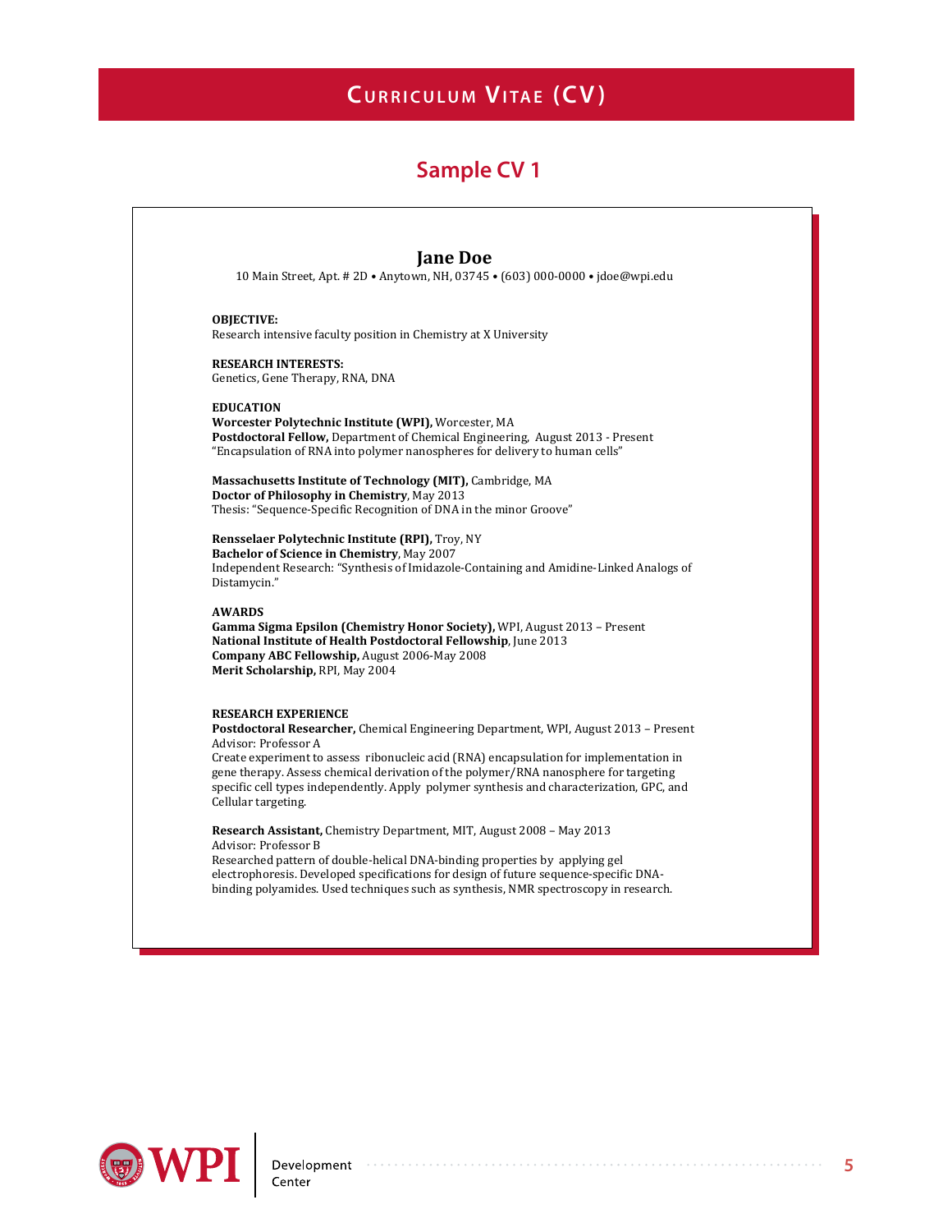# Curriculum Vitae (CV)

## Sample CV 1

**Jane Doe**

10 Main Street, Apt. # 2D • Anytown, NH, 03745 • (603) 000-0000 • jdoe@wpi.edu

**OBJECTIVE:**
Research intensive faculty position in Chemistry at X University

**RESEARCH INTERESTS:**
Genetics, Gene Therapy, RNA, DNA

**EDUCATION**
**Worcester Polytechnic Institute (WPI),** Worcester, MA
**Postdoctoral Fellow,** Department of Chemical Engineering, August 2013 - Present
"Encapsulation of RNA into polymer nanospheres for delivery to human cells"

**Massachusetts Institute of Technology (MIT),** Cambridge, MA
**Doctor of Philosophy in Chemistry**, May 2013
Thesis: "Sequence-Specific Recognition of DNA in the minor Groove"

**Rensselaer Polytechnic Institute (RPI),** Troy, NY
**Bachelor of Science in Chemistry**, May 2007
Independent Research: "Synthesis of Imidazole-Containing and Amidine-Linked Analogs of Distamycin."

**AWARDS**
**Gamma Sigma Epsilon (Chemistry Honor Society),** WPI, August 2013 – Present
**National Institute of Health Postdoctoral Fellowship**, June 2013
**Company ABC Fellowship,** August 2006-May 2008
**Merit Scholarship,** RPI, May 2004

**RESEARCH EXPERIENCE**
**Postdoctoral Researcher,** Chemical Engineering Department, WPI, August 2013 – Present
Advisor: Professor A
Create experiment to assess ribonucleic acid (RNA) encapsulation for implementation in gene therapy. Assess chemical derivation of the polymer/RNA nanosphere for targeting specific cell types independently. Apply polymer synthesis and characterization, GPC, and Cellular targeting.

**Research Assistant,** Chemistry Department, MIT, August 2008 – May 2013
Advisor: Professor B
Researched pattern of double-helical DNA-binding properties by applying gel electrophoresis. Developed specifications for design of future sequence-specific DNA-binding polyamides. Used techniques such as synthesis, NMR spectroscopy in research.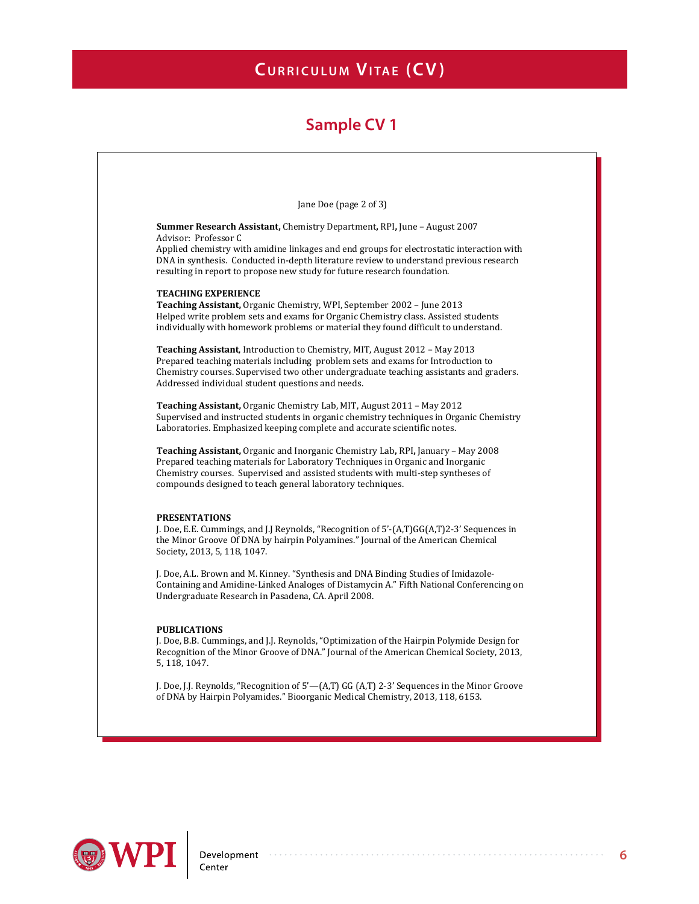# Curriculum Vitae (CV)

## Sample CV 1

Jane Doe (page 2 of 3)

**Summer Research Assistant,** Chemistry Department**,** RPI**,** June – August 2007
Advisor: Professor C
Applied chemistry with amidine linkages and end groups for electrostatic interaction with DNA in synthesis. Conducted in-depth literature review to understand previous research resulting in report to propose new study for future research foundation.

**TEACHING EXPERIENCE**

**Teaching Assistant,** Organic Chemistry, WPI, September 2002 – June 2013
Helped write problem sets and exams for Organic Chemistry class. Assisted students individually with homework problems or material they found difficult to understand.

**Teaching Assistant**, Introduction to Chemistry, MIT, August 2012 – May 2013
Prepared teaching materials including problem sets and exams for Introduction to Chemistry courses. Supervised two other undergraduate teaching assistants and graders. Addressed individual student questions and needs.

**Teaching Assistant,** Organic Chemistry Lab, MIT, August 2011 – May 2012
Supervised and instructed students in organic chemistry techniques in Organic Chemistry Laboratories. Emphasized keeping complete and accurate scientific notes.

**Teaching Assistant,** Organic and Inorganic Chemistry Lab**,** RPI**,** January – May 2008
Prepared teaching materials for Laboratory Techniques in Organic and Inorganic Chemistry courses. Supervised and assisted students with multi-step syntheses of compounds designed to teach general laboratory techniques.

**PRESENTATIONS**

J. Doe, E.E. Cummings, and J.J Reynolds, "Recognition of 5'-(A,T)GG(A,T)2-3' Sequences in the Minor Groove Of DNA by hairpin Polyamines." Journal of the American Chemical Society, 2013, 5, 118, 1047.

J. Doe, A.L. Brown and M. Kinney. "Synthesis and DNA Binding Studies of Imidazole-Containing and Amidine-Linked Analoges of Distamycin A." Fifth National Conferencing on Undergraduate Research in Pasadena, CA. April 2008.

**PUBLICATIONS**

J. Doe, B.B. Cummings, and J.J. Reynolds, "Optimization of the Hairpin Polymide Design for Recognition of the Minor Groove of DNA." Journal of the American Chemical Society, 2013, 5, 118, 1047.

J. Doe, J.J. Reynolds, "Recognition of 5'—(A,T) GG (A,T) 2-3' Sequences in the Minor Groove of DNA by Hairpin Polyamides." Bioorganic Medical Chemistry, 2013, 118, 6153.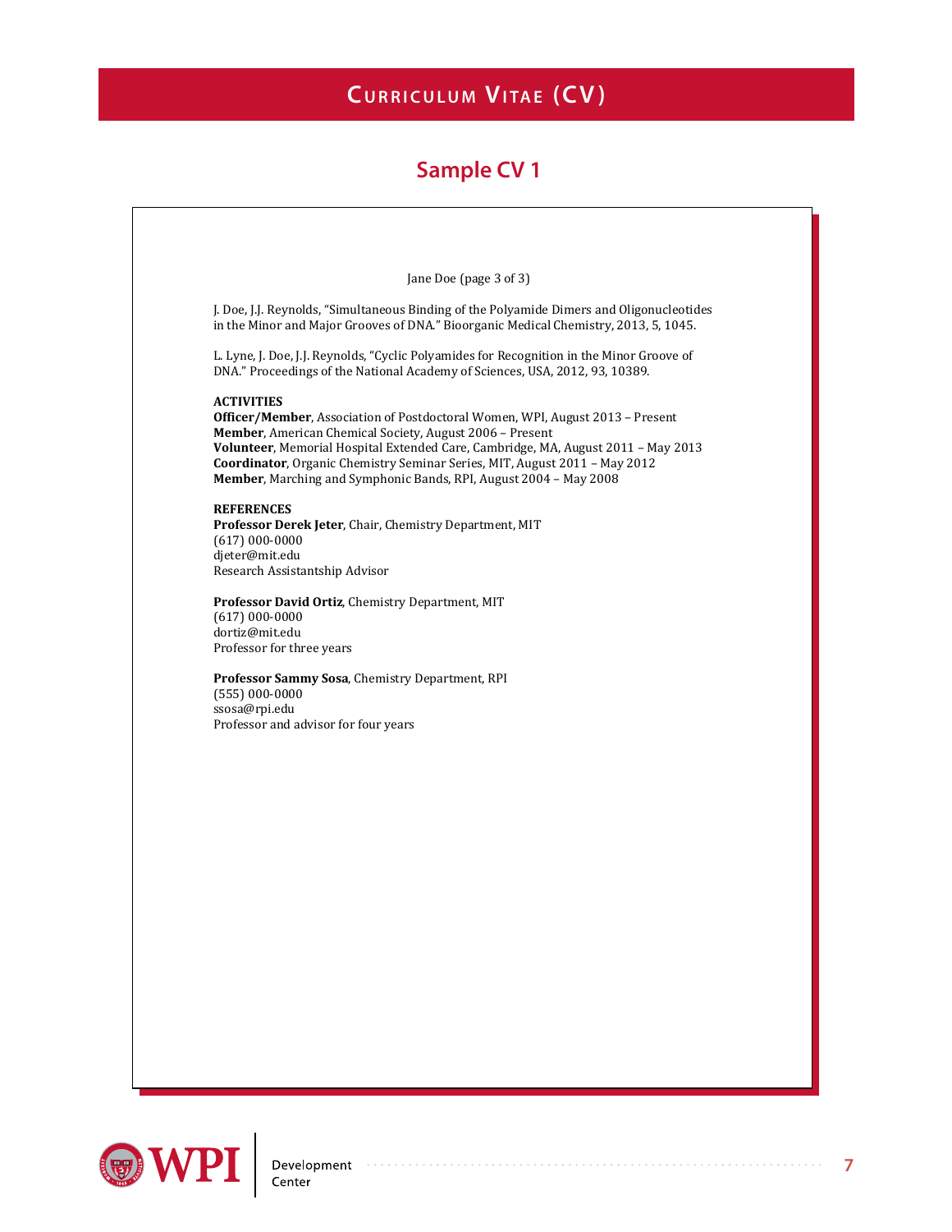# Curriculum Vitae (CV)

## Sample CV 1

Jane Doe (page 3 of 3)

J. Doe, J.J. Reynolds, "Simultaneous Binding of the Polyamide Dimers and Oligonucleotides in the Minor and Major Grooves of DNA." Bioorganic Medical Chemistry, 2013, 5, 1045.

L. Lyne, J. Doe, J.J. Reynolds, "Cyclic Polyamides for Recognition in the Minor Groove of DNA." Proceedings of the National Academy of Sciences, USA, 2012, 93, 10389.

**ACTIVITIES**
**Officer/Member**, Association of Postdoctoral Women, WPI, August 2013 – Present
**Member**, American Chemical Society, August 2006 – Present
**Volunteer**, Memorial Hospital Extended Care, Cambridge, MA, August 2011 – May 2013
**Coordinator**, Organic Chemistry Seminar Series, MIT, August 2011 – May 2012
**Member**, Marching and Symphonic Bands, RPI, August 2004 – May 2008

**REFERENCES**
**Professor Derek Jeter**, Chair, Chemistry Department, MIT
(617) 000-0000
djeter@mit.edu
Research Assistantship Advisor

**Professor David Ortiz**, Chemistry Department, MIT
(617) 000-0000
dortiz@mit.edu
Professor for three years

**Professor Sammy Sosa**, Chemistry Department, RPI
(555) 000-0000
ssosa@rpi.edu
Professor and advisor for four years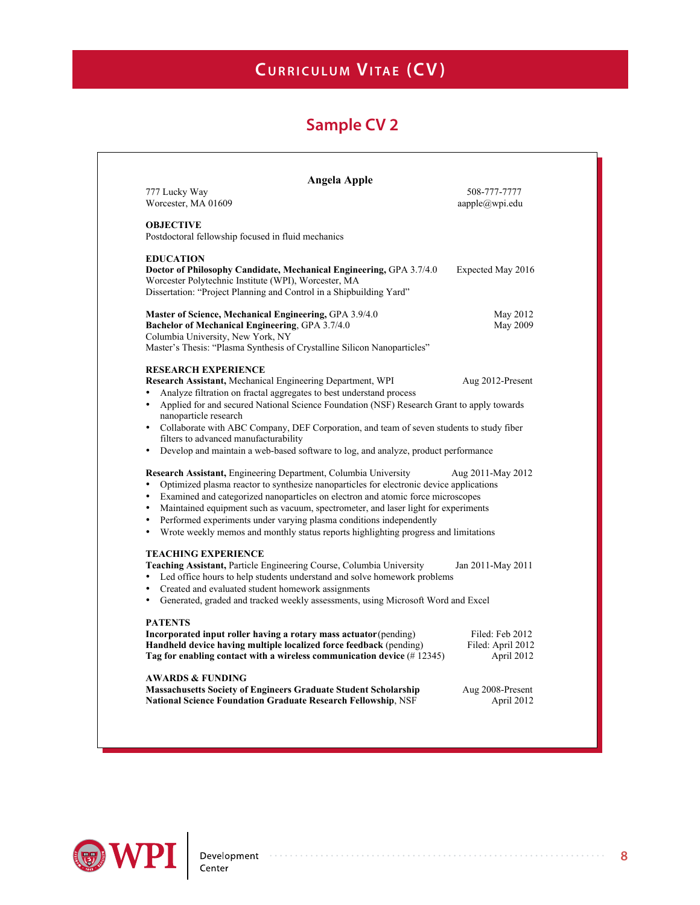# Curriculum Vitae (CV)

## Sample CV 2

**Angela Apple**

777 Lucky Way
Worcester, MA 01609

508-777-7777
aapple@wpi.edu

**OBJECTIVE**

Postdoctoral fellowship focused in fluid mechanics

**EDUCATION**

**Doctor of Philosophy Candidate, Mechanical Engineering,** GPA 3.7/4.0 — Expected May 2016
Worcester Polytechnic Institute (WPI), Worcester, MA
Dissertation: "Project Planning and Control in a Shipbuilding Yard"

**Master of Science, Mechanical Engineering,** GPA 3.9/4.0 — May 2012
**Bachelor of Mechanical Engineering**, GPA 3.7/4.0 — May 2009
Columbia University, New York, NY
Master's Thesis: "Plasma Synthesis of Crystalline Silicon Nanoparticles"

**RESEARCH EXPERIENCE**

**Research Assistant,** Mechanical Engineering Department, WPI — Aug 2012-Present

- Analyze filtration on fractal aggregates to best understand process
- Applied for and secured National Science Foundation (NSF) Research Grant to apply towards nanoparticle research
- Collaborate with ABC Company, DEF Corporation, and team of seven students to study fiber filters to advanced manufacturability
- Develop and maintain a web-based software to log, and analyze, product performance

**Research Assistant,** Engineering Department, Columbia University — Aug 2011-May 2012

- Optimized plasma reactor to synthesize nanoparticles for electronic device applications
- Examined and categorized nanoparticles on electron and atomic force microscopes
- Maintained equipment such as vacuum, spectrometer, and laser light for experiments
- Performed experiments under varying plasma conditions independently
- Wrote weekly memos and monthly status reports highlighting progress and limitations

**TEACHING EXPERIENCE**

**Teaching Assistant,** Particle Engineering Course, Columbia University — Jan 2011-May 2011

- Led office hours to help students understand and solve homework problems
- Created and evaluated student homework assignments
- Generated, graded and tracked weekly assessments, using Microsoft Word and Excel

**PATENTS**

**Incorporated input roller having a rotary mass actuator** (pending) — Filed: Feb 2012
**Handheld device having multiple localized force feedback** (pending) — Filed: April 2012
**Tag for enabling contact with a wireless communication device** (# 12345) — April 2012

**AWARDS & FUNDING**

**Massachusetts Society of Engineers Graduate Student Scholarship** — Aug 2008-Present
**National Science Foundation Graduate Research Fellowship**, NSF — April 2012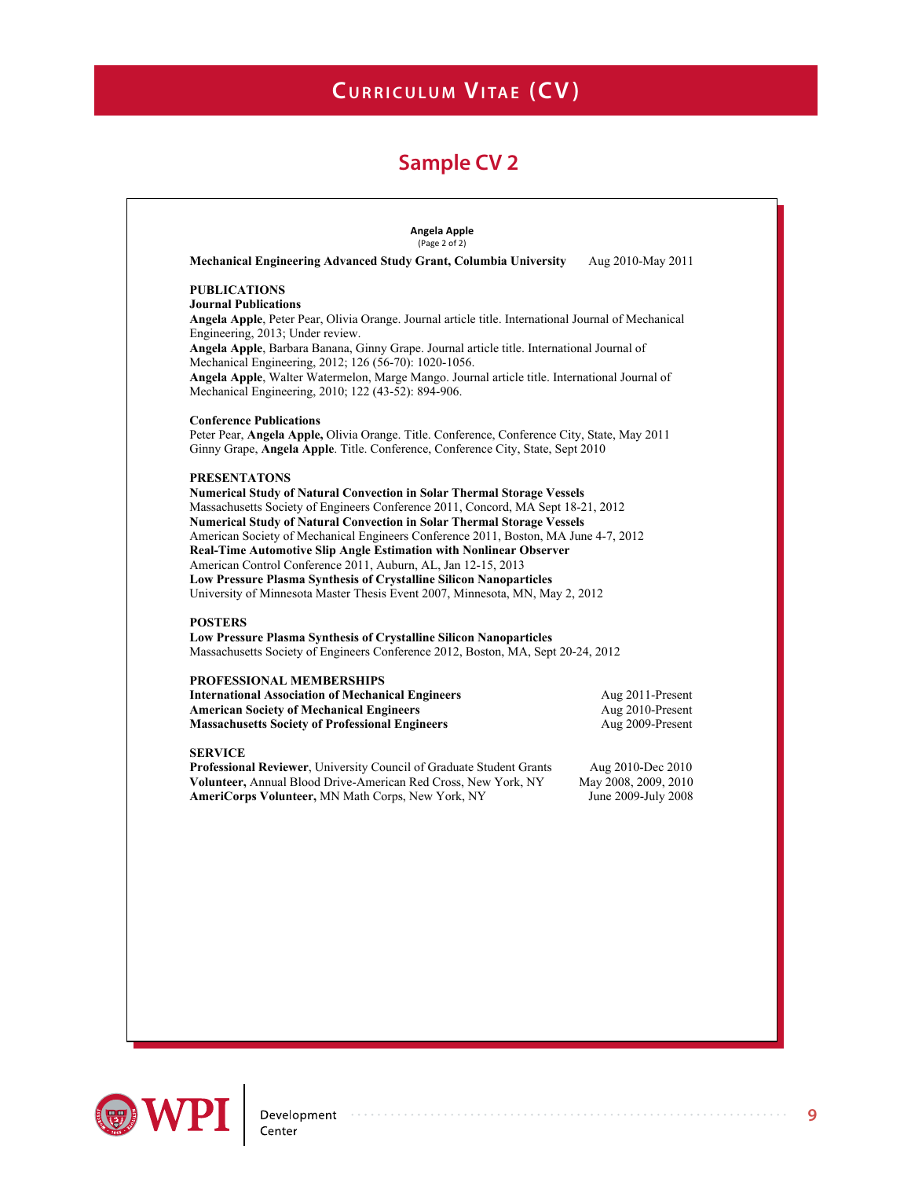# Curriculum Vitae (CV)

## Sample CV 2

**Angela Apple**
(Page 2 of 2)

**Mechanical Engineering Advanced Study Grant, Columbia University** Aug 2010-May 2011

**PUBLICATIONS**

**Journal Publications**

**Angela Apple**, Peter Pear, Olivia Orange. Journal article title. International Journal of Mechanical Engineering, 2013; Under review.
**Angela Apple**, Barbara Banana, Ginny Grape. Journal article title. International Journal of Mechanical Engineering, 2012; 126 (56-70): 1020-1056.
**Angela Apple**, Walter Watermelon, Marge Mango. Journal article title. International Journal of Mechanical Engineering, 2010; 122 (43-52): 894-906.

**Conference Publications**

Peter Pear, **Angela Apple,** Olivia Orange. Title. Conference, Conference City, State, May 2011
Ginny Grape, **Angela Apple**. Title. Conference, Conference City, State, Sept 2010

**PRESENTATONS**

**Numerical Study of Natural Convection in Solar Thermal Storage Vessels**
Massachusetts Society of Engineers Conference 2011, Concord, MA Sept 18-21, 2012
**Numerical Study of Natural Convection in Solar Thermal Storage Vessels**
American Society of Mechanical Engineers Conference 2011, Boston, MA June 4-7, 2012
**Real-Time Automotive Slip Angle Estimation with Nonlinear Observer**
American Control Conference 2011, Auburn, AL, Jan 12-15, 2013
**Low Pressure Plasma Synthesis of Crystalline Silicon Nanoparticles**
University of Minnesota Master Thesis Event 2007, Minnesota, MN, May 2, 2012

**POSTERS**

**Low Pressure Plasma Synthesis of Crystalline Silicon Nanoparticles**
Massachusetts Society of Engineers Conference 2012, Boston, MA, Sept 20-24, 2012

**PROFESSIONAL MEMBERSHIPS**

**International Association of Mechanical Engineers** Aug 2011-Present
**American Society of Mechanical Engineers** Aug 2010-Present
**Massachusetts Society of Professional Engineers** Aug 2009-Present

**SERVICE**

**Professional Reviewer**, University Council of Graduate Student Grants Aug 2010-Dec 2010
**Volunteer,** Annual Blood Drive-American Red Cross, New York, NY May 2008, 2009, 2010
**AmeriCorps Volunteer,** MN Math Corps, New York, NY June 2009-July 2008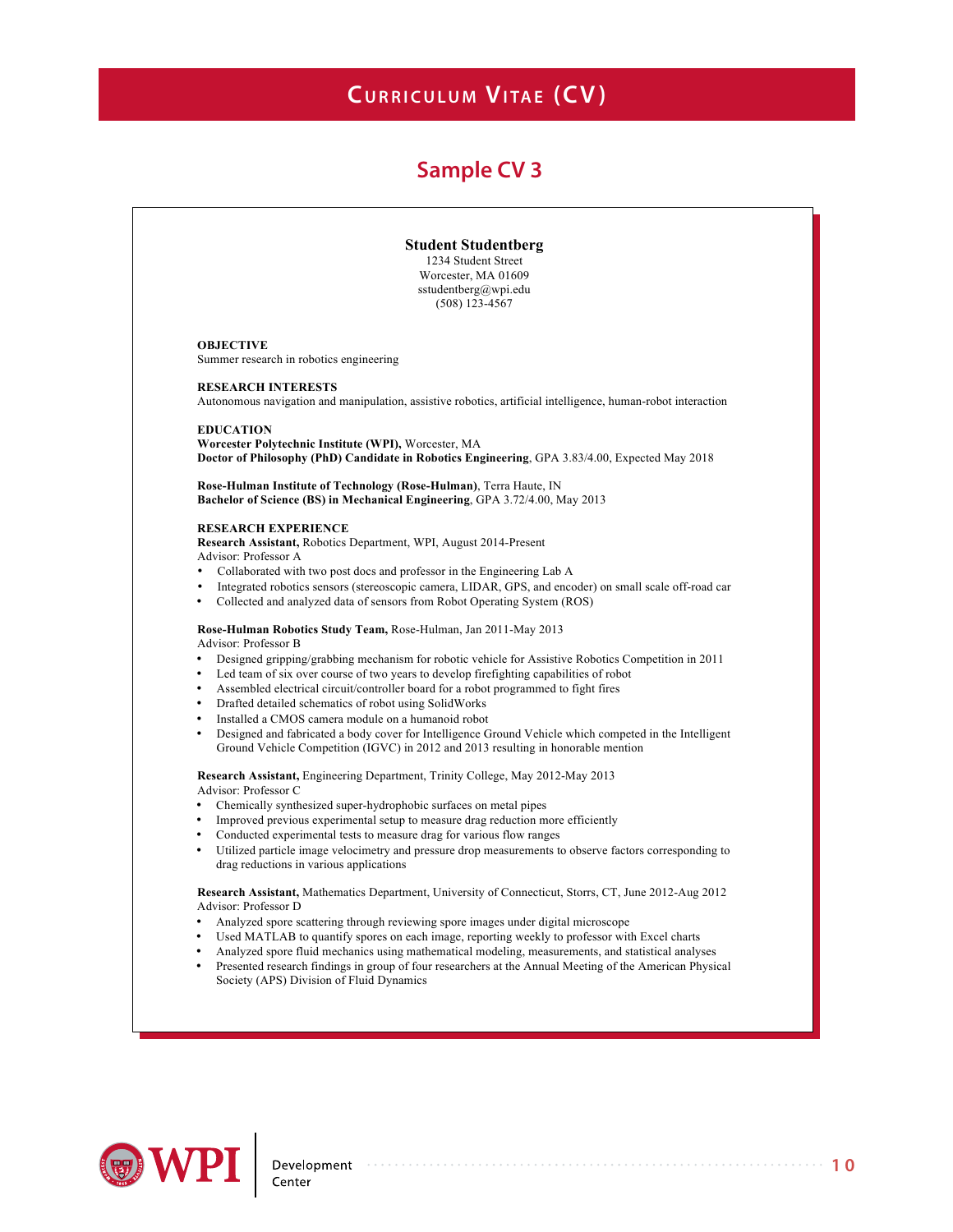# Curriculum Vitae (CV)

## Sample CV 3

**Student Studentberg**
1234 Student Street
Worcester, MA 01609
sstudentberg@wpi.edu
(508) 123-4567

**OBJECTIVE**
Summer research in robotics engineering

**RESEARCH INTERESTS**
Autonomous navigation and manipulation, assistive robotics, artificial intelligence, human-robot interaction

**EDUCATION**
**Worcester Polytechnic Institute (WPI),** Worcester, MA
**Doctor of Philosophy (PhD) Candidate in Robotics Engineering**, GPA 3.83/4.00, Expected May 2018

**Rose-Hulman Institute of Technology (Rose-Hulman)**, Terra Haute, IN
**Bachelor of Science (BS) in Mechanical Engineering**, GPA 3.72/4.00, May 2013

**RESEARCH EXPERIENCE**
**Research Assistant,** Robotics Department, WPI, August 2014-Present
Advisor: Professor A

- Collaborated with two post docs and professor in the Engineering Lab A
- Integrated robotics sensors (stereoscopic camera, LIDAR, GPS, and encoder) on small scale off-road car
- Collected and analyzed data of sensors from Robot Operating System (ROS)

**Rose-Hulman Robotics Study Team,** Rose-Hulman, Jan 2011-May 2013
Advisor: Professor B

- Designed gripping/grabbing mechanism for robotic vehicle for Assistive Robotics Competition in 2011
- Led team of six over course of two years to develop firefighting capabilities of robot
- Assembled electrical circuit/controller board for a robot programmed to fight fires
- Drafted detailed schematics of robot using SolidWorks
- Installed a CMOS camera module on a humanoid robot
- Designed and fabricated a body cover for Intelligence Ground Vehicle which competed in the Intelligent Ground Vehicle Competition (IGVC) in 2012 and 2013 resulting in honorable mention

**Research Assistant,** Engineering Department, Trinity College, May 2012-May 2013
Advisor: Professor C

- Chemically synthesized super-hydrophobic surfaces on metal pipes
- Improved previous experimental setup to measure drag reduction more efficiently
- Conducted experimental tests to measure drag for various flow ranges
- Utilized particle image velocimetry and pressure drop measurements to observe factors corresponding to drag reductions in various applications

**Research Assistant,** Mathematics Department, University of Connecticut, Storrs, CT, June 2012-Aug 2012
Advisor: Professor D

- Analyzed spore scattering through reviewing spore images under digital microscope
- Used MATLAB to quantify spores on each image, reporting weekly to professor with Excel charts
- Analyzed spore fluid mechanics using mathematical modeling, measurements, and statistical analyses
- Presented research findings in group of four researchers at the Annual Meeting of the American Physical Society (APS) Division of Fluid Dynamics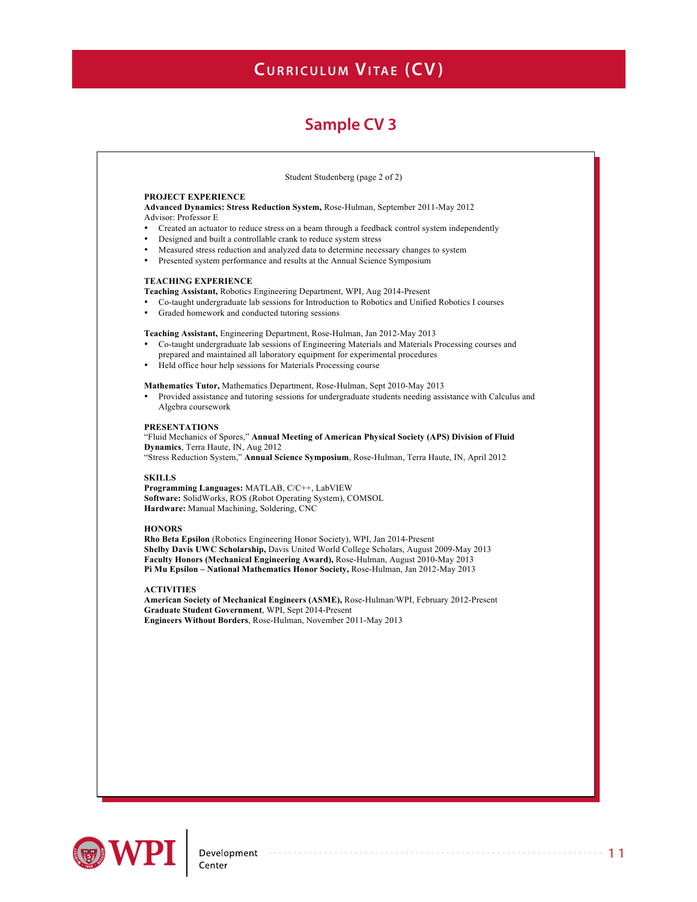# Curriculum Vitae (CV)

## Sample CV 3

Student Studenberg (page 2 of 2)

**PROJECT EXPERIENCE**

**Advanced Dynamics: Stress Reduction System,** Rose-Hulman, September 2011-May 2012
Advisor: Professor E

- Created an actuator to reduce stress on a beam through a feedback control system independently
- Designed and built a controllable crank to reduce system stress
- Measured stress reduction and analyzed data to determine necessary changes to system
- Presented system performance and results at the Annual Science Symposium

**TEACHING EXPERIENCE**

**Teaching Assistant,** Robotics Engineering Department, WPI, Aug 2014-Present

- Co-taught undergraduate lab sessions for Introduction to Robotics and Unified Robotics I courses
- Graded homework and conducted tutoring sessions

**Teaching Assistant,** Engineering Department, Rose-Hulman, Jan 2012-May 2013

- Co-taught undergraduate lab sessions of Engineering Materials and Materials Processing courses and prepared and maintained all laboratory equipment for experimental procedures
- Held office hour help sessions for Materials Processing course

**Mathematics Tutor,** Mathematics Department, Rose-Hulman, Sept 2010-May 2013

- Provided assistance and tutoring sessions for undergraduate students needing assistance with Calculus and Algebra coursework

**PRESENTATIONS**

"Fluid Mechanics of Spores," **Annual Meeting of American Physical Society (APS) Division of Fluid Dynamics**, Terra Haute, IN, Aug 2012
"Stress Reduction System," **Annual Science Symposium**, Rose-Hulman, Terra Haute, IN, April 2012

**SKILLS**

**Programming Languages:** MATLAB, C/C++, LabVIEW
**Software:** SolidWorks, ROS (Robot Operating System), COMSOL
**Hardware:** Manual Machining, Soldering, CNC

**HONORS**

**Rho Beta Epsilon** (Robotics Engineering Honor Society), WPI, Jan 2014-Present
**Shelby Davis UWC Scholarship,** Davis United World College Scholars, August 2009-May 2013
**Faculty Honors (Mechanical Engineering Award),** Rose-Hulman, August 2010-May 2013
**Pi Mu Epsilon – National Mathematics Honor Society,** Rose-Hulman, Jan 2012-May 2013

**ACTIVITIES**

**American Society of Mechanical Engineers (ASME),** Rose-Hulman/WPI, February 2012-Present
**Graduate Student Government**, WPI, Sept 2014-Present
**Engineers Without Borders**, Rose-Hulman, November 2011-May 2013